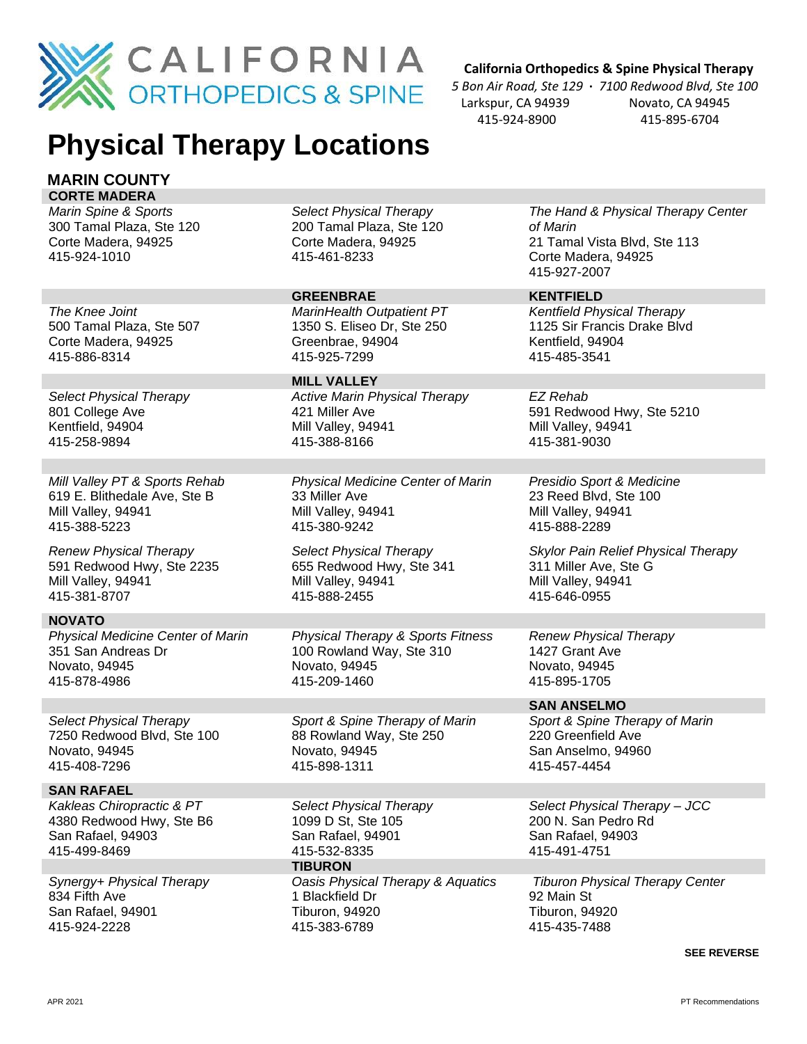CALIFORNIA ORTHOPEDICS & SPINE

**California Orthopedics & Spine Physical Therapy**

*5 Bon Air Road, Ste 129 · 7100 Redwood Blvd, Ste 100*

Larkspur, CA 94939 — Novato, CA 94945

415-924-8900 — 415-895-6704

# Physical Therapy Locations

## MARIN COUNTY

### CORTE MADERA

*Marin Spine & Sports*
300 Tamal Plaza, Ste 120
Corte Madera, 94925
415-924-1010

*Select Physical Therapy*
200 Tamal Plaza, Ste 120
Corte Madera, 94925
415-461-8233

*The Hand & Physical Therapy Center of Marin*
21 Tamal Vista Blvd, Ste 113
Corte Madera, 94925
415-927-2007

*The Knee Joint*
500 Tamal Plaza, Ste 507
Corte Madera, 94925
415-886-8314

### GREENBRAE

*MarinHealth Outpatient PT*
1350 S. Eliseo Dr, Ste 250
Greenbrae, 94904
415-925-7299

### KENTFIELD

*Kentfield Physical Therapy*
1125 Sir Francis Drake Blvd
Kentfield, 94904
415-485-3541

*Select Physical Therapy*
801 College Ave
Kentfield, 94904
415-258-9894

### MILL VALLEY

*Active Marin Physical Therapy*
421 Miller Ave
Mill Valley, 94941
415-388-8166

*EZ Rehab*
591 Redwood Hwy, Ste 5210
Mill Valley, 94941
415-381-9030

*Mill Valley PT & Sports Rehab*
619 E. Blithedale Ave, Ste B
Mill Valley, 94941
415-388-5223

*Physical Medicine Center of Marin*
33 Miller Ave
Mill Valley, 94941
415-380-9242

*Presidio Sport & Medicine*
23 Reed Blvd, Ste 100
Mill Valley, 94941
415-888-2289

*Renew Physical Therapy*
591 Redwood Hwy, Ste 2235
Mill Valley, 94941
415-381-8707

*Select Physical Therapy*
655 Redwood Hwy, Ste 341
Mill Valley, 94941
415-888-2455

*Skylor Pain Relief Physical Therapy*
311 Miller Ave, Ste G
Mill Valley, 94941
415-646-0955

### NOVATO

*Physical Medicine Center of Marin*
351 San Andreas Dr
Novato, 94945
415-878-4986

*Physical Therapy & Sports Fitness*
100 Rowland Way, Ste 310
Novato, 94945
415-209-1460

*Renew Physical Therapy*
1427 Grant Ave
Novato, 94945
415-895-1705

*Select Physical Therapy*
7250 Redwood Blvd, Ste 100
Novato, 94945
415-408-7296

*Sport & Spine Therapy of Marin*
88 Rowland Way, Ste 250
Novato, 94945
415-898-1311

### SAN ANSELMO

*Sport & Spine Therapy of Marin*
220 Greenfield Ave
San Anselmo, 94960
415-457-4454

### SAN RAFAEL

*Kakleas Chiropractic & PT*
4380 Redwood Hwy, Ste B6
San Rafael, 94903
415-499-8469

*Select Physical Therapy*
1099 D St, Ste 105
San Rafael, 94901
415-532-8335

*Select Physical Therapy – JCC*
200 N. San Pedro Rd
San Rafael, 94903
415-491-4751

*Synergy+ Physical Therapy*
834 Fifth Ave
San Rafael, 94901
415-924-2228

### TIBURON

*Oasis Physical Therapy & Aquatics*
1 Blackfield Dr
Tiburon, 94920
415-383-6789

*Tiburon Physical Therapy Center*
92 Main St
Tiburon, 94920
415-435-7488

**SEE REVERSE**

APR 2021 — PT Recommendations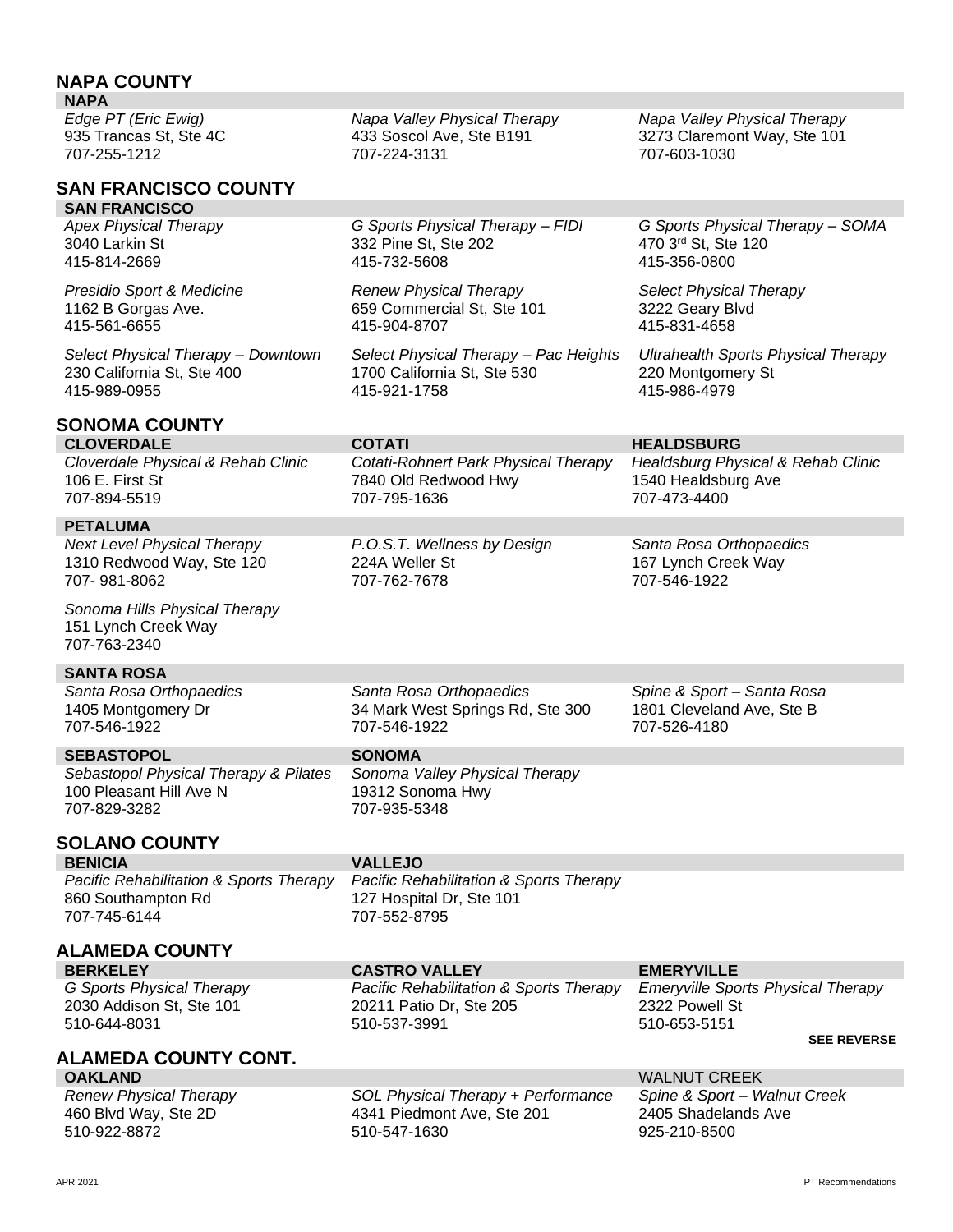## NAPA COUNTY

### NAPA

*Edge PT (Eric Ewig)*
935 Trancas St, Ste 4C
707-255-1212

*Napa Valley Physical Therapy*
433 Soscol Ave, Ste B191
707-224-3131

*Napa Valley Physical Therapy*
3273 Claremont Way, Ste 101
707-603-1030

## SAN FRANCISCO COUNTY

### SAN FRANCISCO

*Apex Physical Therapy*
3040 Larkin St
415-814-2669

*G Sports Physical Therapy – FIDI*
332 Pine St, Ste 202
415-732-5608

*G Sports Physical Therapy – SOMA*
470 3rd St, Ste 120
415-356-0800

*Presidio Sport & Medicine*
1162 B Gorgas Ave.
415-561-6655

*Renew Physical Therapy*
659 Commercial St, Ste 101
415-904-8707

*Select Physical Therapy*
3222 Geary Blvd
415-831-4658

*Select Physical Therapy – Downtown*
230 California St, Ste 400
415-989-0955

*Select Physical Therapy – Pac Heights*
1700 California St, Ste 530
415-921-1758

*Ultrahealth Sports Physical Therapy*
220 Montgomery St
415-986-4979

## SONOMA COUNTY

### CLOVERDALE

*Cloverdale Physical & Rehab Clinic*
106 E. First St
707-894-5519

### COTATI

*Cotati-Rohnert Park Physical Therapy*
7840 Old Redwood Hwy
707-795-1636

### HEALDSBURG

*Healdsburg Physical & Rehab Clinic*
1540 Healdsburg Ave
707-473-4400

### PETALUMA

*Next Level Physical Therapy*
1310 Redwood Way, Ste 120
707- 981-8062

*P.O.S.T. Wellness by Design*
224A Weller St
707-762-7678

*Santa Rosa Orthopaedics*
167 Lynch Creek Way
707-546-1922

*Sonoma Hills Physical Therapy*
151 Lynch Creek Way
707-763-2340

### SANTA ROSA

*Santa Rosa Orthopaedics*
1405 Montgomery Dr
707-546-1922

*Santa Rosa Orthopaedics*
34 Mark West Springs Rd, Ste 300
707-546-1922

*Spine & Sport – Santa Rosa*
1801 Cleveland Ave, Ste B
707-526-4180

### SEBASTOPOL

*Sebastopol Physical Therapy & Pilates*
100 Pleasant Hill Ave N
707-829-3282

### SONOMA

*Sonoma Valley Physical Therapy*
19312 Sonoma Hwy
707-935-5348

## SOLANO COUNTY

### BENICIA

*Pacific Rehabilitation & Sports Therapy*
860 Southampton Rd
707-745-6144

### VALLEJO

*Pacific Rehabilitation & Sports Therapy*
127 Hospital Dr, Ste 101
707-552-8795

## ALAMEDA COUNTY

### BERKELEY

*G Sports Physical Therapy*
2030 Addison St, Ste 101
510-644-8031

### CASTRO VALLEY

*Pacific Rehabilitation & Sports Therapy*
20211 Patio Dr, Ste 205
510-537-3991

### EMERYVILLE

*Emeryville Sports Physical Therapy*
2322 Powell St
510-653-5151

**SEE REVERSE**

## ALAMEDA COUNTY CONT.

### OAKLAND

*Renew Physical Therapy*
460 Blvd Way, Ste 2D
510-922-8872

*SOL Physical Therapy + Performance*
4341 Piedmont Ave, Ste 201
510-547-1630

### WALNUT CREEK

*Spine & Sport – Walnut Creek*
2405 Shadelands Ave
925-210-8500

APR 2021

PT Recommendations